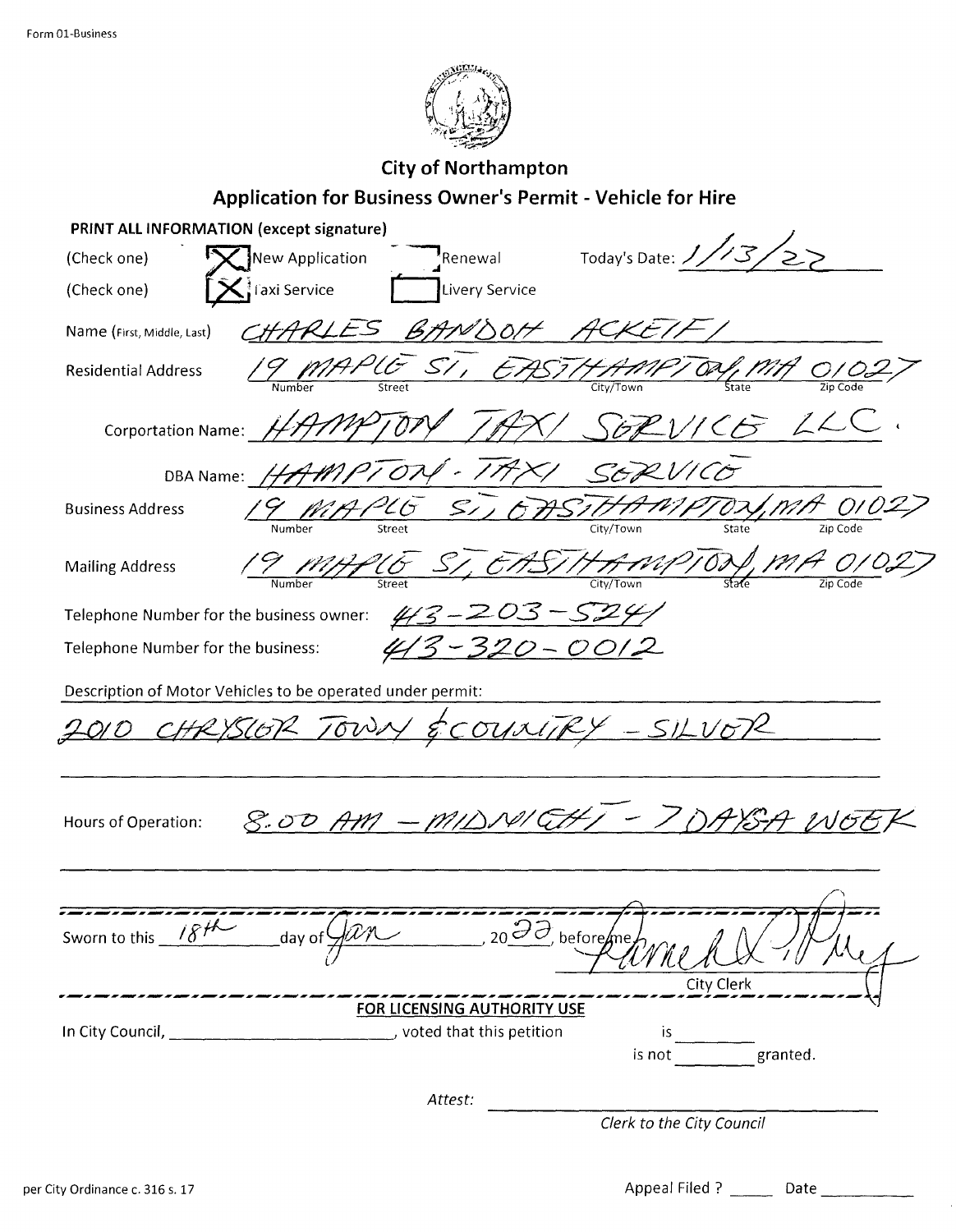Form 01-Business

## City of Northampton

## Application for Business Owner's Permit - Vehicle for Hire

**PRINT ALL INFORMATION (except signature)**

(Check one) [X] New Application [ ] Renewal Today's Date: 1/13/22

(Check one) [X] Taxi Service [ ] Livery Service

Name (First, Middle, Last): CHARLES BANDOH ACKEIFI

Residential Address: 19 MAPLE ST, EASTHAMPTON, MA 01027
(Number / Street / City/Town / State / Zip Code)

Corportation Name: HAMPTON TAXI SERVICE LLC.

DBA Name: HAMPTON - TAXI SERVICE

Business Address: 19 MAPLE ST, EASTHAMPTON, MA 01027
(Number / Street / City/Town / State / Zip Code)

Mailing Address: 19 MAPLE ST, EASTHAMPTON, MA 01027
(Number / Street / City/Town / State / Zip Code)

Telephone Number for the business owner: 413-203-5241

Telephone Number for the business: 413-320-0012

Description of Motor Vehicles to be operated under permit:

2010 CHRYSLER TOWN & COUNTRY - SILVER

Hours of Operation: 8:00 AM - MIDNIGHT - 7 DAYS A WEEK

Sworn to this 18th day of Jan, 2022, before me

City Clerk

**FOR LICENSING AUTHORITY USE**

In City Council, ______________________, voted that this petition is ________ / is not ________ granted.

*Attest:* ______________________

*Clerk to the City Council*

per City Ordinance c. 316 s. 17

Appeal Filed ? _____ Date __________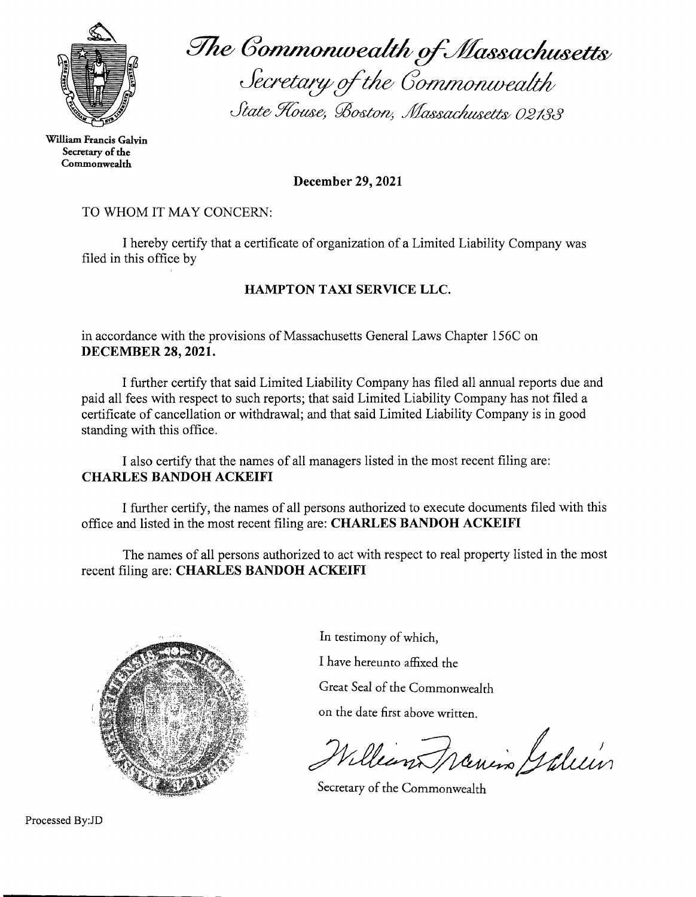# The Commonwealth of Massachusetts

## Secretary of the Commonwealth

State House, Boston, Massachusetts 02133

**William Francis Galvin**
**Secretary of the Commonwealth**

**December 29, 2021**

TO WHOM IT MAY CONCERN:

I hereby certify that a certificate of organization of a Limited Liability Company was filed in this office by

**HAMPTON TAXI SERVICE LLC.**

in accordance with the provisions of Massachusetts General Laws Chapter 156C on **DECEMBER 28, 2021.**

I further certify that said Limited Liability Company has filed all annual reports due and paid all fees with respect to such reports; that said Limited Liability Company has not filed a certificate of cancellation or withdrawal; and that said Limited Liability Company is in good standing with this office.

I also certify that the names of all managers listed in the most recent filing are: **CHARLES BANDOH ACKEIFI**

I further certify, the names of all persons authorized to execute documents filed with this office and listed in the most recent filing are: **CHARLES BANDOH ACKEIFI**

The names of all persons authorized to act with respect to real property listed in the most recent filing are: **CHARLES BANDOH ACKEIFI**

In testimony of which,
I have hereunto affixed the
Great Seal of the Commonwealth
on the date first above written.

William Francis Galvin

Secretary of the Commonwealth

Processed By:JD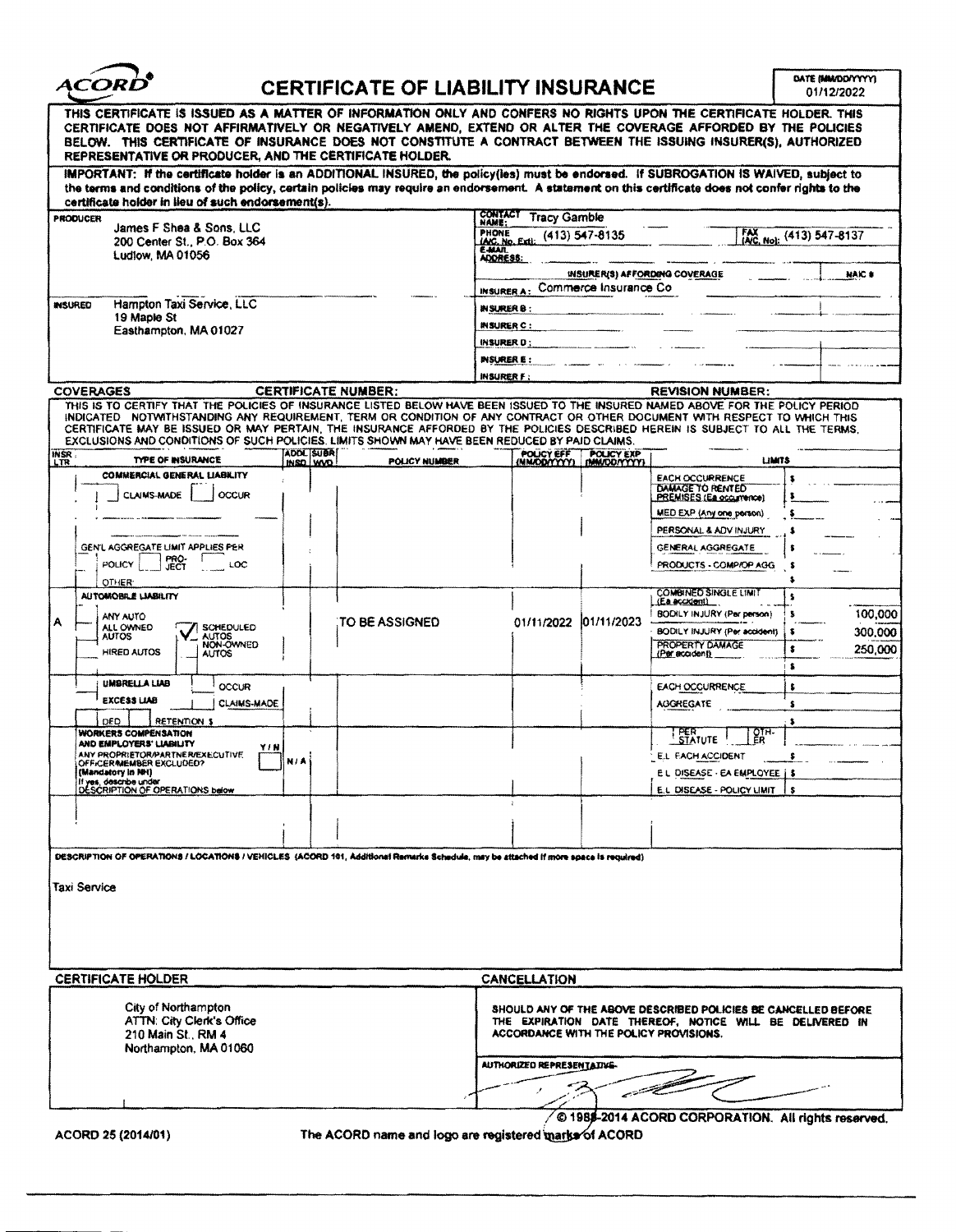# ACORD® CERTIFICATE OF LIABILITY INSURANCE

DATE (MM/DD/YYYY) 01/12/2022

THIS CERTIFICATE IS ISSUED AS A MATTER OF INFORMATION ONLY AND CONFERS NO RIGHTS UPON THE CERTIFICATE HOLDER. THIS CERTIFICATE DOES NOT AFFIRMATIVELY OR NEGATIVELY AMEND, EXTEND OR ALTER THE COVERAGE AFFORDED BY THE POLICIES BELOW. THIS CERTIFICATE OF INSURANCE DOES NOT CONSTITUTE A CONTRACT BETWEEN THE ISSUING INSURER(S), AUTHORIZED REPRESENTATIVE OR PRODUCER, AND THE CERTIFICATE HOLDER.

**IMPORTANT: If the certificate holder is an ADDITIONAL INSURED, the policy(ies) must be endorsed. If SUBROGATION IS WAIVED, subject to the terms and conditions of the policy, certain policies may require an endorsement. A statement on this certificate does not confer rights to the certificate holder in lieu of such endorsement(s).**

**PRODUCER**
James F Shea & Sons, LLC
200 Center St., P.O. Box 364
Ludlow, MA 01056

**CONTACT NAME:** Tracy Gamble
**PHONE (A/C, No, Ext):** (413) 547-8135 **FAX (A/C, No):** (413) 547-8137
**E-MAIL ADDRESS:**

| INSURER(S) AFFORDING COVERAGE | NAIC # |
|---|---|
| INSURER A: Commerce Insurance Co | |
| INSURER B: | |
| INSURER C: | |
| INSURER D: | |
| INSURER E: | |
| INSURER F: | |

**INSURED**
Hampton Taxi Service, LLC
19 Maple St
Easthampton, MA 01027

**COVERAGES** **CERTIFICATE NUMBER:** **REVISION NUMBER:**

THIS IS TO CERTIFY THAT THE POLICIES OF INSURANCE LISTED BELOW HAVE BEEN ISSUED TO THE INSURED NAMED ABOVE FOR THE POLICY PERIOD INDICATED. NOTWITHSTANDING ANY REQUIREMENT, TERM OR CONDITION OF ANY CONTRACT OR OTHER DOCUMENT WITH RESPECT TO WHICH THIS CERTIFICATE MAY BE ISSUED OR MAY PERTAIN, THE INSURANCE AFFORDED BY THE POLICIES DESCRIBED HEREIN IS SUBJECT TO ALL THE TERMS, EXCLUSIONS AND CONDITIONS OF SUCH POLICIES. LIMITS SHOWN MAY HAVE BEEN REDUCED BY PAID CLAIMS.

| INSR LTR | TYPE OF INSURANCE | ADDL INSD | SUBR WVD | POLICY NUMBER | POLICY EFF (MM/DD/YYYY) | POLICY EXP (MM/DD/YYYY) | LIMITS | |
|---|---|---|---|---|---|---|---|---|
| | COMMERCIAL GENERAL LIABILITY; CLAIMS-MADE / OCCUR; GEN'L AGGREGATE LIMIT APPLIES PER: POLICY / PRO-JECT / LOC; OTHER: | | | | | | EACH OCCURRENCE | $ |
| | | | | | | | DAMAGE TO RENTED PREMISES (Ea occurrence) | $ |
| | | | | | | | MED EXP (Any one person) | $ |
| | | | | | | | PERSONAL & ADV INJURY | $ |
| | | | | | | | GENERAL AGGREGATE | $ |
| | | | | | | | PRODUCTS - COMP/OP AGG | $ |
| | | | | | | | | $ |
| A | AUTOMOBILE LIABILITY; ANY AUTO; ALL OWNED AUTOS; ✓ SCHEDULED AUTOS; HIRED AUTOS; NON-OWNED AUTOS | | | TO BE ASSIGNED | 01/11/2022 | 01/11/2023 | COMBINED SINGLE LIMIT (Ea accident) | $ |
| | | | | | | | BODILY INJURY (Per person) | $ 100,000 |
| | | | | | | | BODILY INJURY (Per accident) | $ 300,000 |
| | | | | | | | PROPERTY DAMAGE (Per accident) | $ 250,000 |
| | | | | | | | | $ |
| | UMBRELLA LIAB / OCCUR; EXCESS LIAB / CLAIMS-MADE; DED / RETENTION $ | | | | | | EACH OCCURRENCE | $ |
| | | | | | | | AGGREGATE | $ |
| | | | | | | | | $ |
| | WORKERS COMPENSATION AND EMPLOYERS' LIABILITY Y/N; ANY PROPRIETOR/PARTNER/EXECUTIVE OFFICER/MEMBER EXCLUDED? (Mandatory in NH); If yes, describe under DESCRIPTION OF OPERATIONS below | N/A | | | | | PER STATUTE / OTH-ER | |
| | | | | | | | E.L. EACH ACCIDENT | $ |
| | | | | | | | E.L. DISEASE - EA EMPLOYEE | $ |
| | | | | | | | E.L. DISEASE - POLICY LIMIT | $ |

**DESCRIPTION OF OPERATIONS / LOCATIONS / VEHICLES** (ACORD 101, Additional Remarks Schedule, may be attached if more space is required)

Taxi Service

**CERTIFICATE HOLDER**

City of Northampton
ATTN: City Clerk's Office
210 Main St., RM 4
Northampton, MA 01060

**CANCELLATION**

SHOULD ANY OF THE ABOVE DESCRIBED POLICIES BE CANCELLED BEFORE THE EXPIRATION DATE THEREOF, NOTICE WILL BE DELIVERED IN ACCORDANCE WITH THE POLICY PROVISIONS.

AUTHORIZED REPRESENTATIVE

© 1988-2014 ACORD CORPORATION. All rights reserved.

ACORD 25 (2014/01) The ACORD name and logo are registered marks of ACORD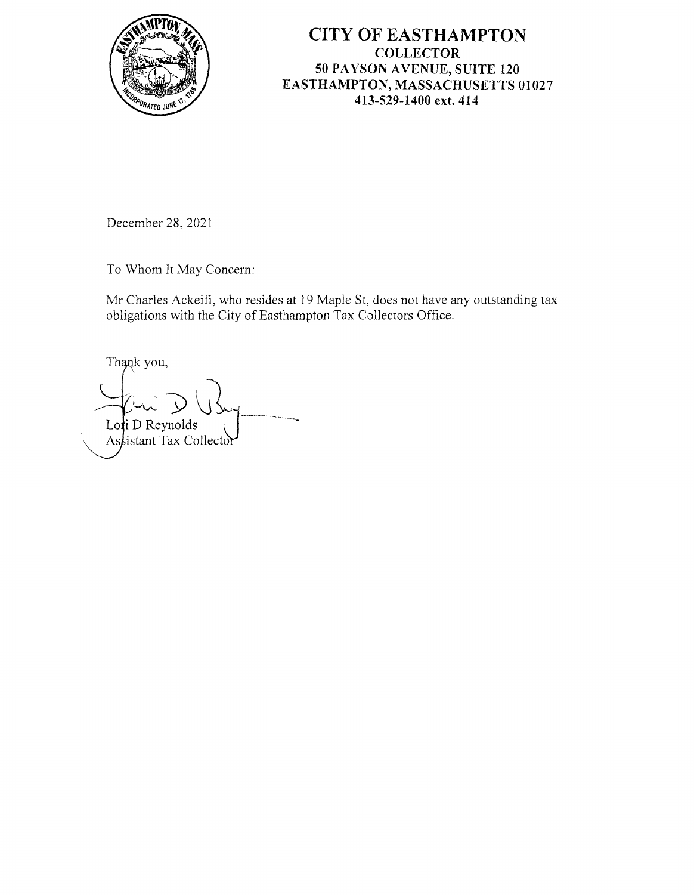**CITY OF EASTHAMPTON**
**COLLECTOR**
**50 PAYSON AVENUE, SUITE 120**
**EASTHAMPTON, MASSACHUSETTS 01027**
**413-529-1400 ext. 414**

December 28, 2021

To Whom It May Concern:

Mr Charles Ackeifi, who resides at 19 Maple St, does not have any outstanding tax obligations with the City of Easthampton Tax Collectors Office.

Thank you,

Lori D Reynolds
Assistant Tax Collector